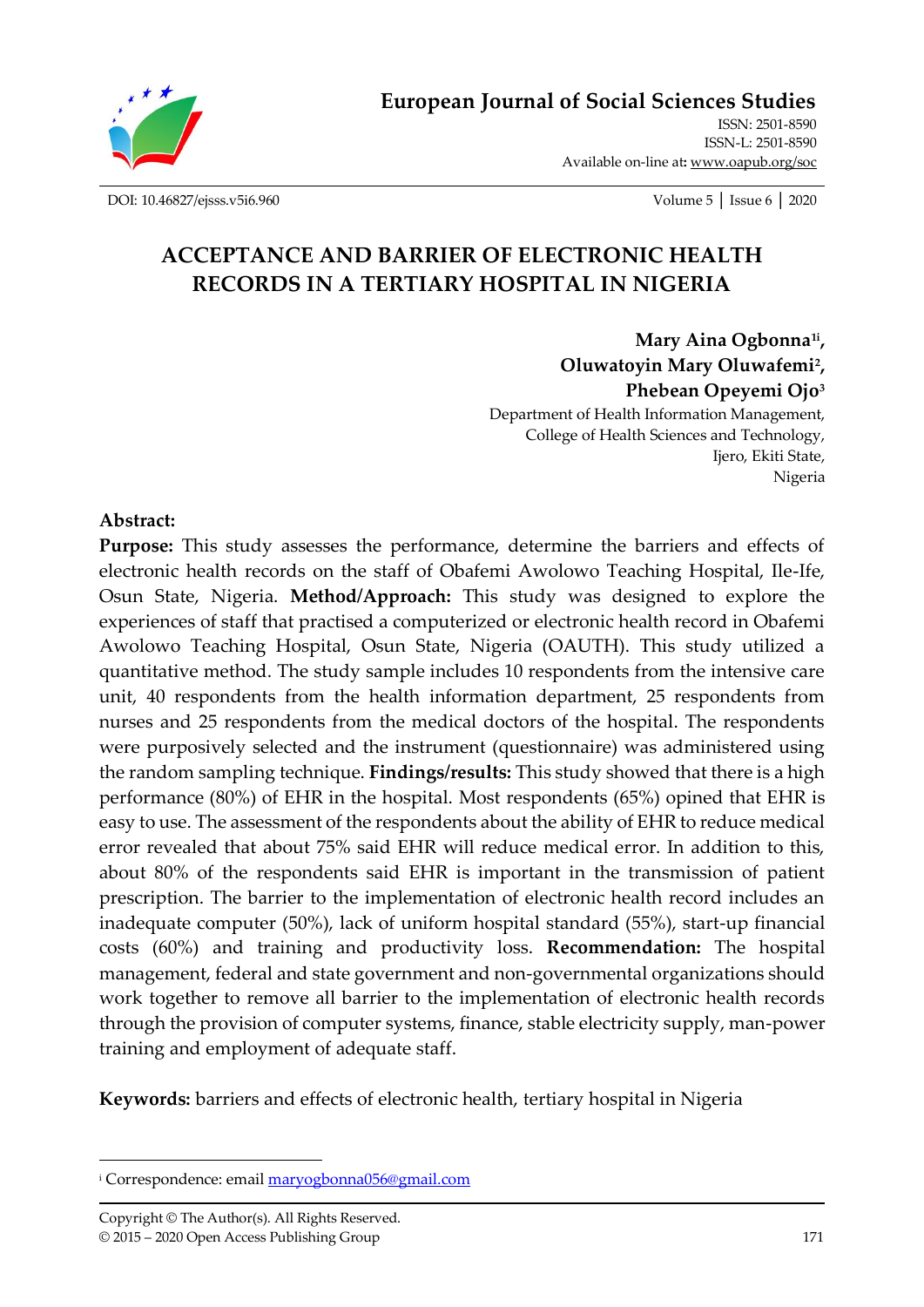# ACCEPTANCE AND BARRIER OF ELECTRONIC HEALTH RECORDS IN A TERTIARY HOSPITAL IN NIGERIA

**Mary Aina Ogbonna[1i],**
**Oluwatoyin Mary Oluwafemi[2],**
**Phebean Opeyemi Ojo[3]**

Department of Health Information Management,
College of Health Sciences and Technology,
Ijero, Ekiti State,
Nigeria

**Abstract:**

**Purpose:** This study assesses the performance, determine the barriers and effects of electronic health records on the staff of Obafemi Awolowo Teaching Hospital, Ile-Ife, Osun State, Nigeria. **Method/Approach:** This study was designed to explore the experiences of staff that practised a computerized or electronic health record in Obafemi Awolowo Teaching Hospital, Osun State, Nigeria (OAUTH). This study utilized a quantitative method. The study sample includes 10 respondents from the intensive care unit, 40 respondents from the health information department, 25 respondents from nurses and 25 respondents from the medical doctors of the hospital. The respondents were purposively selected and the instrument (questionnaire) was administered using the random sampling technique. **Findings/results:** This study showed that there is a high performance (80%) of EHR in the hospital. Most respondents (65%) opined that EHR is easy to use. The assessment of the respondents about the ability of EHR to reduce medical error revealed that about 75% said EHR will reduce medical error. In addition to this, about 80% of the respondents said EHR is important in the transmission of patient prescription. The barrier to the implementation of electronic health record includes an inadequate computer (50%), lack of uniform hospital standard (55%), start-up financial costs (60%) and training and productivity loss. **Recommendation:** The hospital management, federal and state government and non-governmental organizations should work together to remove all barrier to the implementation of electronic health records through the provision of computer systems, finance, stable electricity supply, man-power training and employment of adequate staff.

**Keywords:** barriers and effects of electronic health, tertiary hospital in Nigeria

---

[i] Correspondence: email maryogbonna056@gmail.com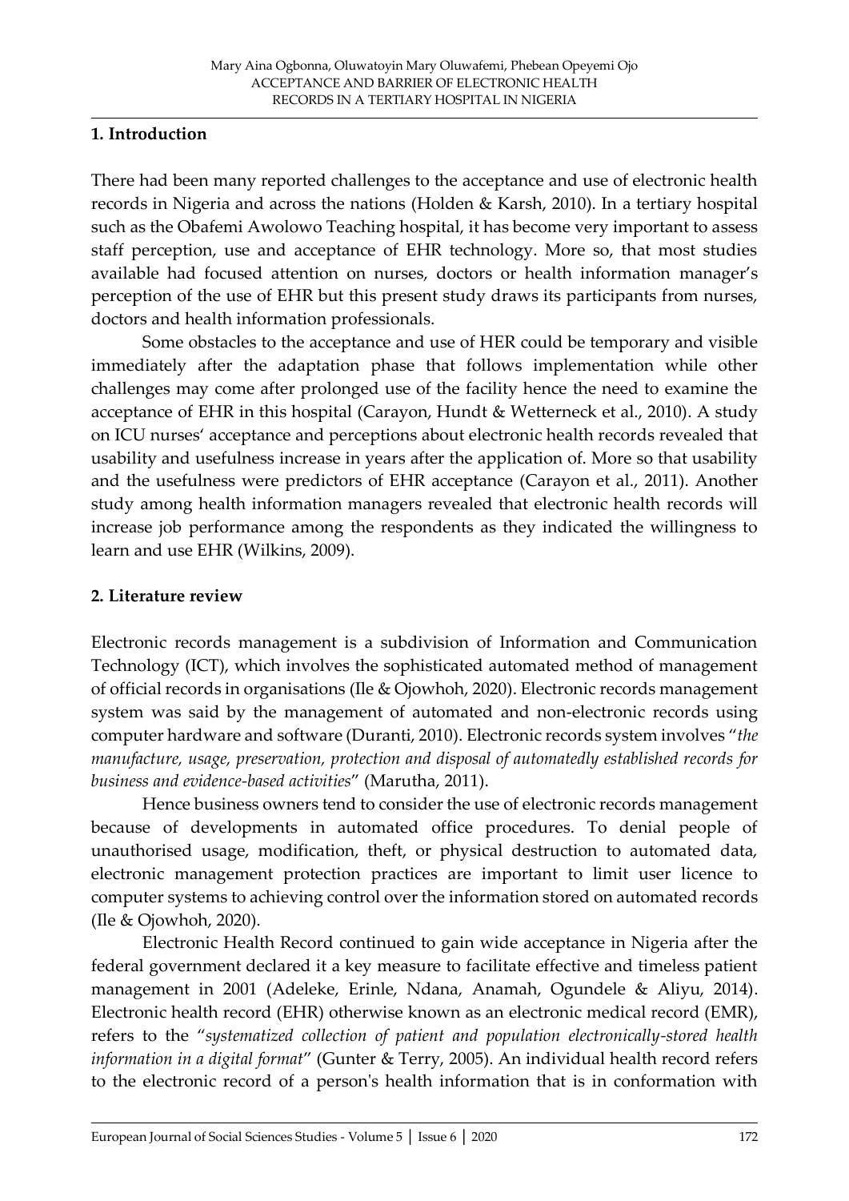## 1. Introduction

There had been many reported challenges to the acceptance and use of electronic health records in Nigeria and across the nations (Holden & Karsh, 2010). In a tertiary hospital such as the Obafemi Awolowo Teaching hospital, it has become very important to assess staff perception, use and acceptance of EHR technology. More so, that most studies available had focused attention on nurses, doctors or health information manager's perception of the use of EHR but this present study draws its participants from nurses, doctors and health information professionals.

Some obstacles to the acceptance and use of HER could be temporary and visible immediately after the adaptation phase that follows implementation while other challenges may come after prolonged use of the facility hence the need to examine the acceptance of EHR in this hospital (Carayon, Hundt & Wetterneck et al., 2010). A study on ICU nurses' acceptance and perceptions about electronic health records revealed that usability and usefulness increase in years after the application of. More so that usability and the usefulness were predictors of EHR acceptance (Carayon et al., 2011). Another study among health information managers revealed that electronic health records will increase job performance among the respondents as they indicated the willingness to learn and use EHR (Wilkins, 2009).

## 2. Literature review

Electronic records management is a subdivision of Information and Communication Technology (ICT), which involves the sophisticated automated method of management of official records in organisations (Ile & Ojowhoh, 2020). Electronic records management system was said by the management of automated and non-electronic records using computer hardware and software (Duranti, 2010). Electronic records system involves "*the manufacture, usage, preservation, protection and disposal of automatedly established records for business and evidence-based activities*" (Marutha, 2011).

Hence business owners tend to consider the use of electronic records management because of developments in automated office procedures. To denial people of unauthorised usage, modification, theft, or physical destruction to automated data, electronic management protection practices are important to limit user licence to computer systems to achieving control over the information stored on automated records (Ile & Ojowhoh, 2020).

Electronic Health Record continued to gain wide acceptance in Nigeria after the federal government declared it a key measure to facilitate effective and timeless patient management in 2001 (Adeleke, Erinle, Ndana, Anamah, Ogundele & Aliyu, 2014). Electronic health record (EHR) otherwise known as an electronic medical record (EMR), refers to the "*systematized collection of patient and population electronically-stored health information in a digital format*" (Gunter & Terry, 2005). An individual health record refers to the electronic record of a person's health information that is in conformation with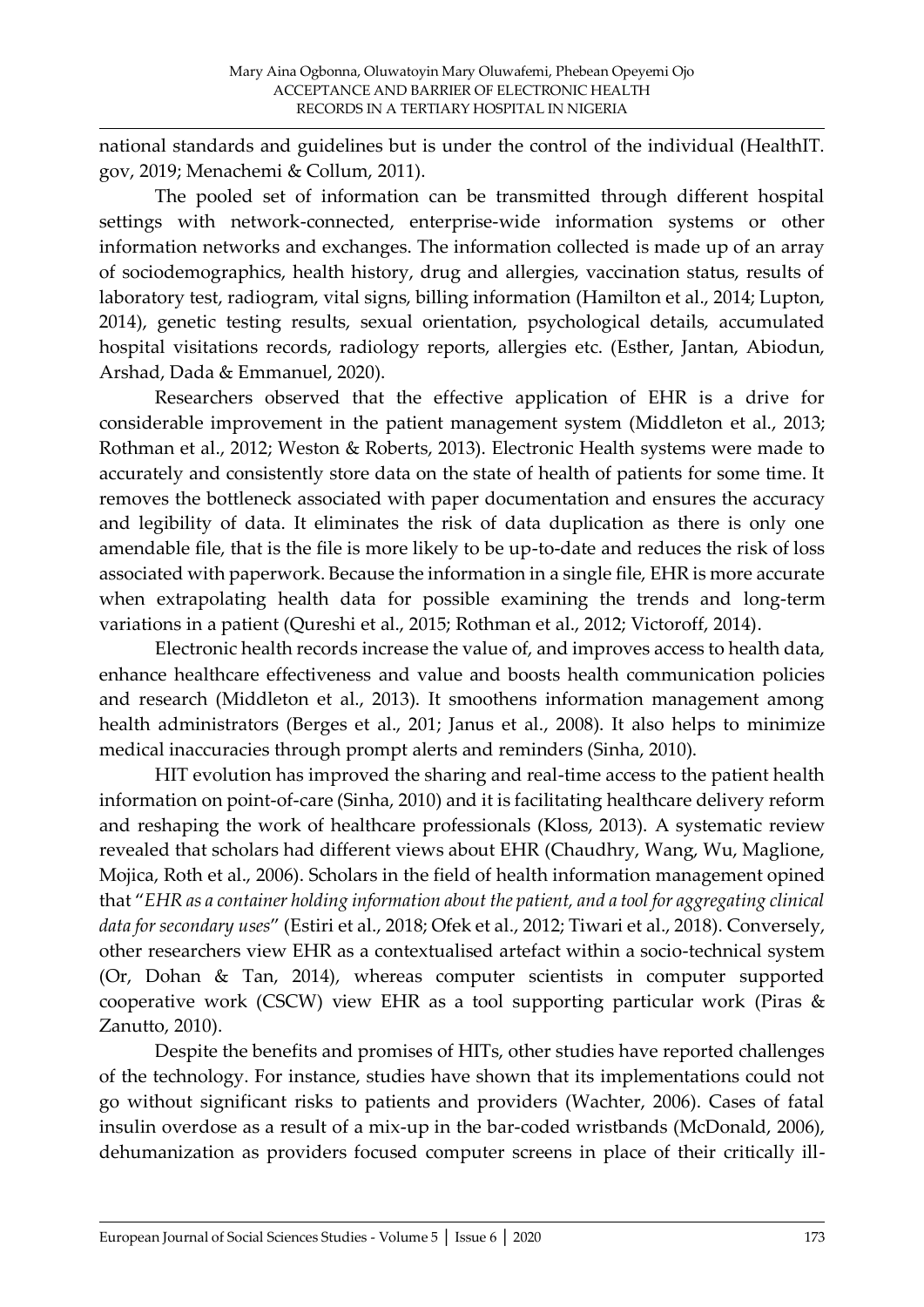national standards and guidelines but is under the control of the individual (HealthIT. gov, 2019; Menachemi & Collum, 2011).

The pooled set of information can be transmitted through different hospital settings with network-connected, enterprise-wide information systems or other information networks and exchanges. The information collected is made up of an array of sociodemographics, health history, drug and allergies, vaccination status, results of laboratory test, radiogram, vital signs, billing information (Hamilton et al., 2014; Lupton, 2014), genetic testing results, sexual orientation, psychological details, accumulated hospital visitations records, radiology reports, allergies etc. (Esther, Jantan, Abiodun, Arshad, Dada & Emmanuel, 2020).

Researchers observed that the effective application of EHR is a drive for considerable improvement in the patient management system (Middleton et al., 2013; Rothman et al., 2012; Weston & Roberts, 2013). Electronic Health systems were made to accurately and consistently store data on the state of health of patients for some time. It removes the bottleneck associated with paper documentation and ensures the accuracy and legibility of data. It eliminates the risk of data duplication as there is only one amendable file, that is the file is more likely to be up-to-date and reduces the risk of loss associated with paperwork. Because the information in a single file, EHR is more accurate when extrapolating health data for possible examining the trends and long-term variations in a patient (Qureshi et al., 2015; Rothman et al., 2012; Victoroff, 2014).

Electronic health records increase the value of, and improves access to health data, enhance healthcare effectiveness and value and boosts health communication policies and research (Middleton et al., 2013). It smoothens information management among health administrators (Berges et al., 201; Janus et al., 2008). It also helps to minimize medical inaccuracies through prompt alerts and reminders (Sinha, 2010).

HIT evolution has improved the sharing and real-time access to the patient health information on point-of-care (Sinha, 2010) and it is facilitating healthcare delivery reform and reshaping the work of healthcare professionals (Kloss, 2013). A systematic review revealed that scholars had different views about EHR (Chaudhry, Wang, Wu, Maglione, Mojica, Roth et al., 2006). Scholars in the field of health information management opined that "*EHR as a container holding information about the patient, and a tool for aggregating clinical data for secondary uses*" (Estiri et al., 2018; Ofek et al., 2012; Tiwari et al., 2018). Conversely, other researchers view EHR as a contextualised artefact within a socio-technical system (Or, Dohan & Tan, 2014), whereas computer scientists in computer supported cooperative work (CSCW) view EHR as a tool supporting particular work (Piras & Zanutto, 2010).

Despite the benefits and promises of HITs, other studies have reported challenges of the technology. For instance, studies have shown that its implementations could not go without significant risks to patients and providers (Wachter, 2006). Cases of fatal insulin overdose as a result of a mix-up in the bar-coded wristbands (McDonald, 2006), dehumanization as providers focused computer screens in place of their critically ill-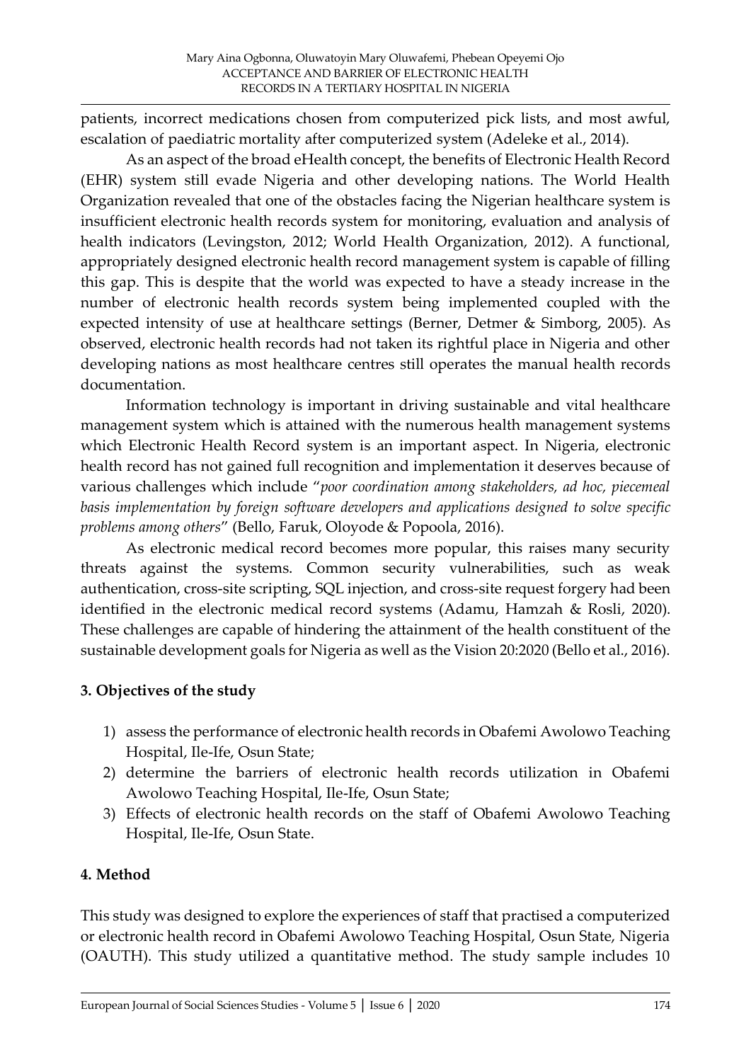patients, incorrect medications chosen from computerized pick lists, and most awful, escalation of paediatric mortality after computerized system (Adeleke et al., 2014).

As an aspect of the broad eHealth concept, the benefits of Electronic Health Record (EHR) system still evade Nigeria and other developing nations. The World Health Organization revealed that one of the obstacles facing the Nigerian healthcare system is insufficient electronic health records system for monitoring, evaluation and analysis of health indicators (Levingston, 2012; World Health Organization, 2012). A functional, appropriately designed electronic health record management system is capable of filling this gap. This is despite that the world was expected to have a steady increase in the number of electronic health records system being implemented coupled with the expected intensity of use at healthcare settings (Berner, Detmer & Simborg, 2005). As observed, electronic health records had not taken its rightful place in Nigeria and other developing nations as most healthcare centres still operates the manual health records documentation.

Information technology is important in driving sustainable and vital healthcare management system which is attained with the numerous health management systems which Electronic Health Record system is an important aspect. In Nigeria, electronic health record has not gained full recognition and implementation it deserves because of various challenges which include "*poor coordination among stakeholders, ad hoc, piecemeal basis implementation by foreign software developers and applications designed to solve specific problems among others*" (Bello, Faruk, Oloyode & Popoola, 2016).

As electronic medical record becomes more popular, this raises many security threats against the systems. Common security vulnerabilities, such as weak authentication, cross-site scripting, SQL injection, and cross-site request forgery had been identified in the electronic medical record systems (Adamu, Hamzah & Rosli, 2020). These challenges are capable of hindering the attainment of the health constituent of the sustainable development goals for Nigeria as well as the Vision 20:2020 (Bello et al., 2016).

## 3. Objectives of the study

1) assess the performance of electronic health records in Obafemi Awolowo Teaching Hospital, Ile-Ife, Osun State;
2) determine the barriers of electronic health records utilization in Obafemi Awolowo Teaching Hospital, Ile-Ife, Osun State;
3) Effects of electronic health records on the staff of Obafemi Awolowo Teaching Hospital, Ile-Ife, Osun State.

## 4. Method

This study was designed to explore the experiences of staff that practised a computerized or electronic health record in Obafemi Awolowo Teaching Hospital, Osun State, Nigeria (OAUTH). This study utilized a quantitative method. The study sample includes 10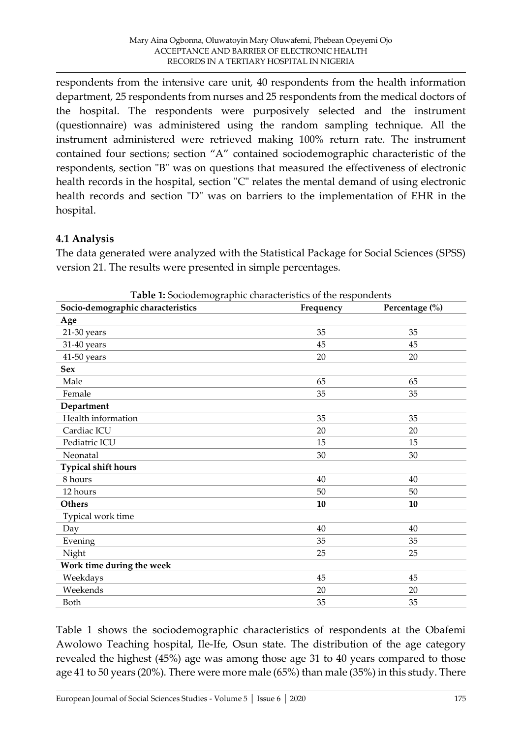respondents from the intensive care unit, 40 respondents from the health information department, 25 respondents from nurses and 25 respondents from the medical doctors of the hospital. The respondents were purposively selected and the instrument (questionnaire) was administered using the random sampling technique. All the instrument administered were retrieved making 100% return rate. The instrument contained four sections; section "A" contained sociodemographic characteristic of the respondents, section "B" was on questions that measured the effectiveness of electronic health records in the hospital, section "C" relates the mental demand of using electronic health records and section "D" was on barriers to the implementation of EHR in the hospital.

### 4.1 Analysis

The data generated were analyzed with the Statistical Package for Social Sciences (SPSS) version 21. The results were presented in simple percentages.

**Table 1:** Sociodemographic characteristics of the respondents

| Socio-demographic characteristics | Frequency | Percentage (%) |
|---|---|---|
| **Age** | | |
| 21-30 years | 35 | 35 |
| 31-40 years | 45 | 45 |
| 41-50 years | 20 | 20 |
| **Sex** | | |
| Male | 65 | 65 |
| Female | 35 | 35 |
| **Department** | | |
| Health information | 35 | 35 |
| Cardiac ICU | 20 | 20 |
| Pediatric ICU | 15 | 15 |
| Neonatal | 30 | 30 |
| **Typical shift hours** | | |
| 8 hours | 40 | 40 |
| 12 hours | 50 | 50 |
| **Others** | **10** | **10** |
| Typical work time | | |
| Day | 40 | 40 |
| Evening | 35 | 35 |
| Night | 25 | 25 |
| **Work time during the week** | | |
| Weekdays | 45 | 45 |
| Weekends | 20 | 20 |
| Both | 35 | 35 |

Table 1 shows the sociodemographic characteristics of respondents at the Obafemi Awolowo Teaching hospital, Ile-Ife, Osun state. The distribution of the age category revealed the highest (45%) age was among those age 31 to 40 years compared to those age 41 to 50 years (20%). There were more male (65%) than male (35%) in this study. There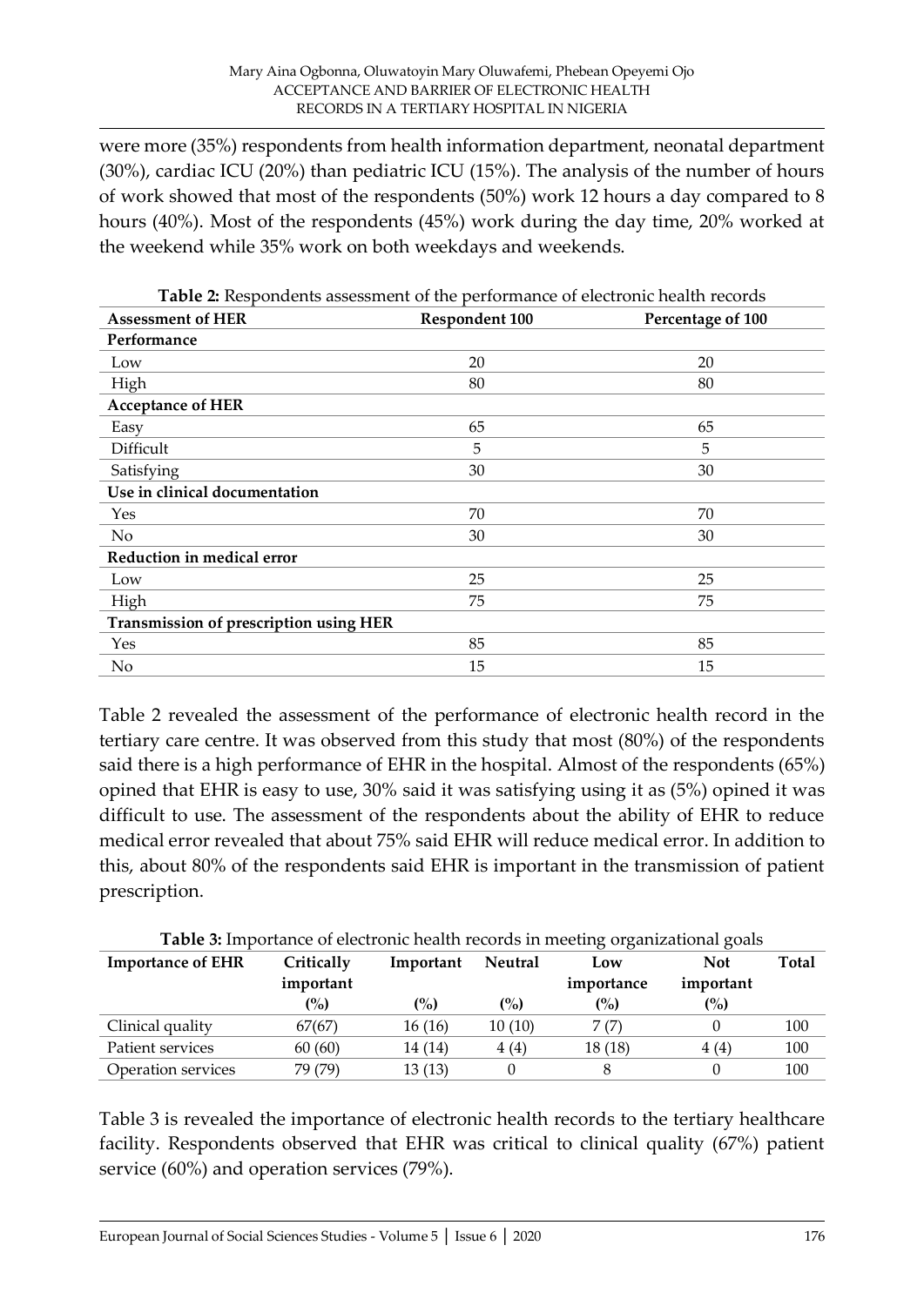were more (35%) respondents from health information department, neonatal department (30%), cardiac ICU (20%) than pediatric ICU (15%). The analysis of the number of hours of work showed that most of the respondents (50%) work 12 hours a day compared to 8 hours (40%). Most of the respondents (45%) work during the day time, 20% worked at the weekend while 35% work on both weekdays and weekends.

**Table 2:** Respondents assessment of the performance of electronic health records

| Assessment of HER | Respondent 100 | Percentage of 100 |
|---|---|---|
| **Performance** | | |
| Low | 20 | 20 |
| High | 80 | 80 |
| **Acceptance of HER** | | |
| Easy | 65 | 65 |
| Difficult | 5 | 5 |
| Satisfying | 30 | 30 |
| **Use in clinical documentation** | | |
| Yes | 70 | 70 |
| No | 30 | 30 |
| **Reduction in medical error** | | |
| Low | 25 | 25 |
| High | 75 | 75 |
| **Transmission of prescription using HER** | | |
| Yes | 85 | 85 |
| No | 15 | 15 |

Table 2 revealed the assessment of the performance of electronic health record in the tertiary care centre. It was observed from this study that most (80%) of the respondents said there is a high performance of EHR in the hospital. Almost of the respondents (65%) opined that EHR is easy to use, 30% said it was satisfying using it as (5%) opined it was difficult to use. The assessment of the respondents about the ability of EHR to reduce medical error revealed that about 75% said EHR will reduce medical error. In addition to this, about 80% of the respondents said EHR is important in the transmission of patient prescription.

**Table 3:** Importance of electronic health records in meeting organizational goals

| Importance of EHR | Critically important (%) | Important (%) | Neutral (%) | Low importance (%) | Not important (%) | Total |
|---|---|---|---|---|---|---|
| Clinical quality | 67(67) | 16 (16) | 10 (10) | 7 (7) | 0 | 100 |
| Patient services | 60 (60) | 14 (14) | 4 (4) | 18 (18) | 4 (4) | 100 |
| Operation services | 79 (79) | 13 (13) | 0 | 8 | 0 | 100 |

Table 3 is revealed the importance of electronic health records to the tertiary healthcare facility. Respondents observed that EHR was critical to clinical quality (67%) patient service (60%) and operation services (79%).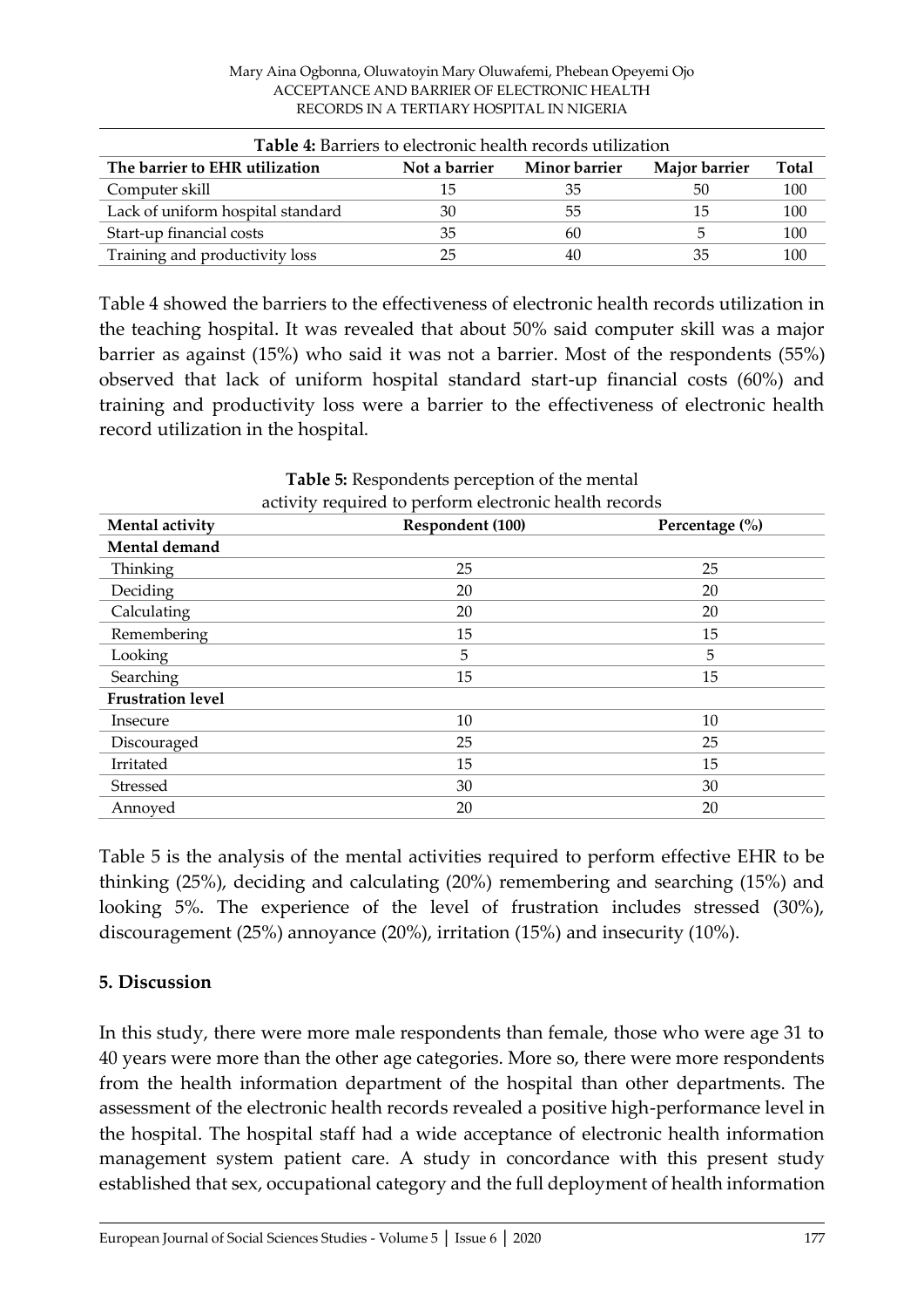**Table 4:** Barriers to electronic health records utilization

| The barrier to EHR utilization | Not a barrier | Minor barrier | Major barrier | Total |
|---|---|---|---|---|
| Computer skill | 15 | 35 | 50 | 100 |
| Lack of uniform hospital standard | 30 | 55 | 15 | 100 |
| Start-up financial costs | 35 | 60 | 5 | 100 |
| Training and productivity loss | 25 | 40 | 35 | 100 |

Table 4 showed the barriers to the effectiveness of electronic health records utilization in the teaching hospital. It was revealed that about 50% said computer skill was a major barrier as against (15%) who said it was not a barrier. Most of the respondents (55%) observed that lack of uniform hospital standard start-up financial costs (60%) and training and productivity loss were a barrier to the effectiveness of electronic health record utilization in the hospital.

**Table 5:** Respondents perception of the mental activity required to perform electronic health records

| Mental activity | Respondent (100) | Percentage (%) |
|---|---|---|
| **Mental demand** | | |
| Thinking | 25 | 25 |
| Deciding | 20 | 20 |
| Calculating | 20 | 20 |
| Remembering | 15 | 15 |
| Looking | 5 | 5 |
| Searching | 15 | 15 |
| **Frustration level** | | |
| Insecure | 10 | 10 |
| Discouraged | 25 | 25 |
| Irritated | 15 | 15 |
| Stressed | 30 | 30 |
| Annoyed | 20 | 20 |

Table 5 is the analysis of the mental activities required to perform effective EHR to be thinking (25%), deciding and calculating (20%) remembering and searching (15%) and looking 5%. The experience of the level of frustration includes stressed (30%), discouragement (25%) annoyance (20%), irritation (15%) and insecurity (10%).

## 5. Discussion

In this study, there were more male respondents than female, those who were age 31 to 40 years were more than the other age categories. More so, there were more respondents from the health information department of the hospital than other departments. The assessment of the electronic health records revealed a positive high-performance level in the hospital. The hospital staff had a wide acceptance of electronic health information management system patient care. A study in concordance with this present study established that sex, occupational category and the full deployment of health information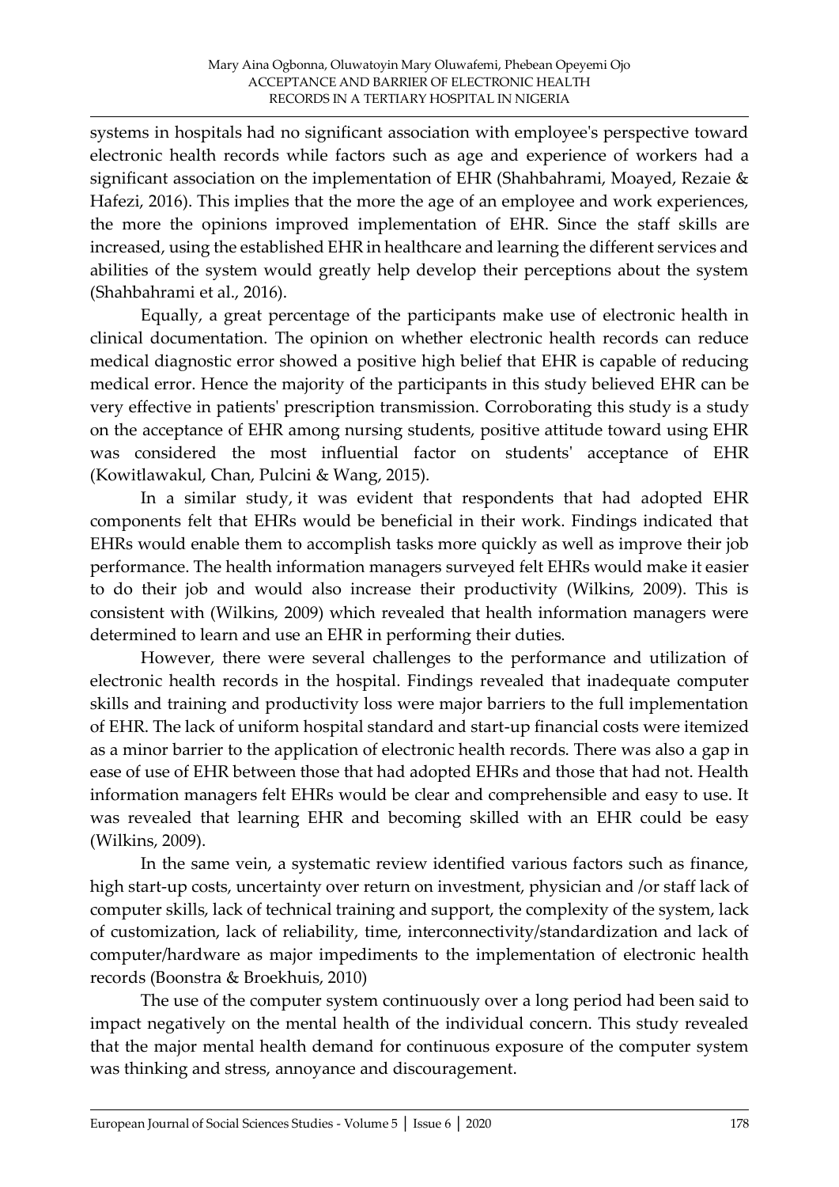systems in hospitals had no significant association with employee's perspective toward electronic health records while factors such as age and experience of workers had a significant association on the implementation of EHR (Shahbahrami, Moayed, Rezaie & Hafezi, 2016). This implies that the more the age of an employee and work experiences, the more the opinions improved implementation of EHR. Since the staff skills are increased, using the established EHR in healthcare and learning the different services and abilities of the system would greatly help develop their perceptions about the system (Shahbahrami et al., 2016).

Equally, a great percentage of the participants make use of electronic health in clinical documentation. The opinion on whether electronic health records can reduce medical diagnostic error showed a positive high belief that EHR is capable of reducing medical error. Hence the majority of the participants in this study believed EHR can be very effective in patients' prescription transmission. Corroborating this study is a study on the acceptance of EHR among nursing students, positive attitude toward using EHR was considered the most influential factor on students' acceptance of EHR (Kowitlawakul, Chan, Pulcini & Wang, 2015).

In a similar study, it was evident that respondents that had adopted EHR components felt that EHRs would be beneficial in their work. Findings indicated that EHRs would enable them to accomplish tasks more quickly as well as improve their job performance. The health information managers surveyed felt EHRs would make it easier to do their job and would also increase their productivity (Wilkins, 2009). This is consistent with (Wilkins, 2009) which revealed that health information managers were determined to learn and use an EHR in performing their duties.

However, there were several challenges to the performance and utilization of electronic health records in the hospital. Findings revealed that inadequate computer skills and training and productivity loss were major barriers to the full implementation of EHR. The lack of uniform hospital standard and start-up financial costs were itemized as a minor barrier to the application of electronic health records. There was also a gap in ease of use of EHR between those that had adopted EHRs and those that had not. Health information managers felt EHRs would be clear and comprehensible and easy to use. It was revealed that learning EHR and becoming skilled with an EHR could be easy (Wilkins, 2009).

In the same vein, a systematic review identified various factors such as finance, high start-up costs, uncertainty over return on investment, physician and /or staff lack of computer skills, lack of technical training and support, the complexity of the system, lack of customization, lack of reliability, time, interconnectivity/standardization and lack of computer/hardware as major impediments to the implementation of electronic health records (Boonstra & Broekhuis, 2010)

The use of the computer system continuously over a long period had been said to impact negatively on the mental health of the individual concern. This study revealed that the major mental health demand for continuous exposure of the computer system was thinking and stress, annoyance and discouragement.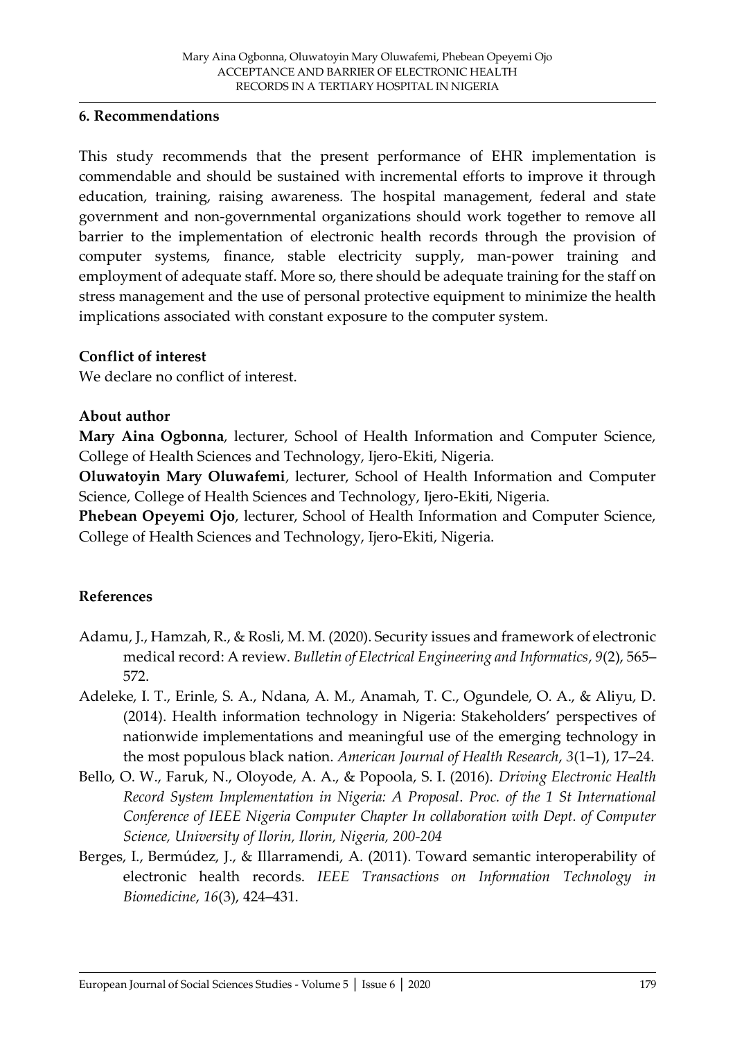## 6. Recommendations

This study recommends that the present performance of EHR implementation is commendable and should be sustained with incremental efforts to improve it through education, training, raising awareness. The hospital management, federal and state government and non-governmental organizations should work together to remove all barrier to the implementation of electronic health records through the provision of computer systems, finance, stable electricity supply, man-power training and employment of adequate staff. More so, there should be adequate training for the staff on stress management and the use of personal protective equipment to minimize the health implications associated with constant exposure to the computer system.

### Conflict of interest

We declare no conflict of interest.

### About author

**Mary Aina Ogbonna**, lecturer, School of Health Information and Computer Science, College of Health Sciences and Technology, Ijero-Ekiti, Nigeria.

**Oluwatoyin Mary Oluwafemi**, lecturer, School of Health Information and Computer Science, College of Health Sciences and Technology, Ijero-Ekiti, Nigeria.

**Phebean Opeyemi Ojo**, lecturer, School of Health Information and Computer Science, College of Health Sciences and Technology, Ijero-Ekiti, Nigeria.

## References

Adamu, J., Hamzah, R., & Rosli, M. M. (2020). Security issues and framework of electronic medical record: A review. *Bulletin of Electrical Engineering and Informatics*, *9*(2), 565–572.

Adeleke, I. T., Erinle, S. A., Ndana, A. M., Anamah, T. C., Ogundele, O. A., & Aliyu, D. (2014). Health information technology in Nigeria: Stakeholders' perspectives of nationwide implementations and meaningful use of the emerging technology in the most populous black nation. *American Journal of Health Research*, *3*(1–1), 17–24.

Bello, O. W., Faruk, N., Oloyode, A. A., & Popoola, S. I. (2016). *Driving Electronic Health Record System Implementation in Nigeria: A Proposal*. *Proc. of the 1 St International Conference of IEEE Nigeria Computer Chapter In collaboration with Dept. of Computer Science, University of Ilorin, Ilorin, Nigeria, 200-204*

Berges, I., Bermúdez, J., & Illarramendi, A. (2011). Toward semantic interoperability of electronic health records. *IEEE Transactions on Information Technology in Biomedicine*, *16*(3), 424–431.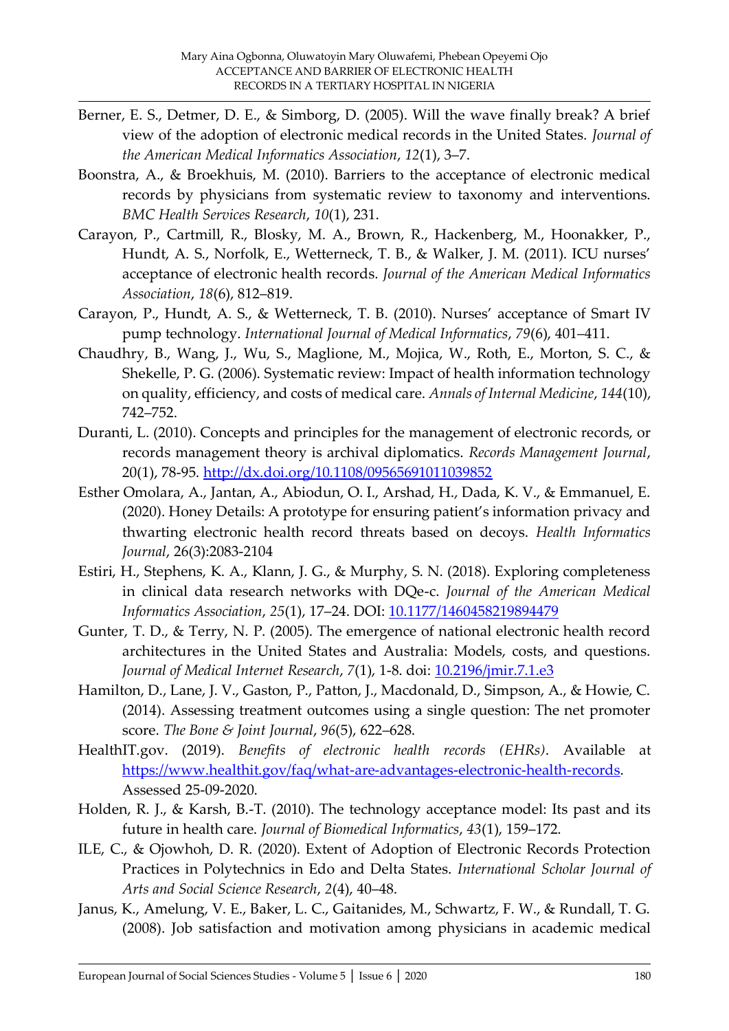Berner, E. S., Detmer, D. E., & Simborg, D. (2005). Will the wave finally break? A brief view of the adoption of electronic medical records in the United States. *Journal of the American Medical Informatics Association*, *12*(1), 3–7.

Boonstra, A., & Broekhuis, M. (2010). Barriers to the acceptance of electronic medical records by physicians from systematic review to taxonomy and interventions. *BMC Health Services Research*, *10*(1), 231.

Carayon, P., Cartmill, R., Blosky, M. A., Brown, R., Hackenberg, M., Hoonakker, P., Hundt, A. S., Norfolk, E., Wetterneck, T. B., & Walker, J. M. (2011). ICU nurses' acceptance of electronic health records. *Journal of the American Medical Informatics Association*, *18*(6), 812–819.

Carayon, P., Hundt, A. S., & Wetterneck, T. B. (2010). Nurses' acceptance of Smart IV pump technology. *International Journal of Medical Informatics*, *79*(6), 401–411.

Chaudhry, B., Wang, J., Wu, S., Maglione, M., Mojica, W., Roth, E., Morton, S. C., & Shekelle, P. G. (2006). Systematic review: Impact of health information technology on quality, efficiency, and costs of medical care. *Annals of Internal Medicine*, *144*(10), 742–752.

Duranti, L. (2010). Concepts and principles for the management of electronic records, or records management theory is archival diplomatics. *Records Management Journal*, 20(1), 78-95. http://dx.doi.org/10.1108/09565691011039852

Esther Omolara, A., Jantan, A., Abiodun, O. I., Arshad, H., Dada, K. V., & Emmanuel, E. (2020). Honey Details: A prototype for ensuring patient's information privacy and thwarting electronic health record threats based on decoys. *Health Informatics Journal*, 26(3):2083-2104

Estiri, H., Stephens, K. A., Klann, J. G., & Murphy, S. N. (2018). Exploring completeness in clinical data research networks with DQe-c. *Journal of the American Medical Informatics Association*, *25*(1), 17–24. DOI: 10.1177/1460458219894479

Gunter, T. D., & Terry, N. P. (2005). The emergence of national electronic health record architectures in the United States and Australia: Models, costs, and questions. *Journal of Medical Internet Research*, *7*(1), 1-8. doi: 10.2196/jmir.7.1.e3

Hamilton, D., Lane, J. V., Gaston, P., Patton, J., Macdonald, D., Simpson, A., & Howie, C. (2014). Assessing treatment outcomes using a single question: The net promoter score. *The Bone & Joint Journal*, *96*(5), 622–628.

HealthIT.gov. (2019). *Benefits of electronic health records (EHRs)*. Available at https://www.healthit.gov/faq/what-are-advantages-electronic-health-records. Assessed 25-09-2020.

Holden, R. J., & Karsh, B.-T. (2010). The technology acceptance model: Its past and its future in health care. *Journal of Biomedical Informatics*, *43*(1), 159–172.

ILE, C., & Ojowhoh, D. R. (2020). Extent of Adoption of Electronic Records Protection Practices in Polytechnics in Edo and Delta States. *International Scholar Journal of Arts and Social Science Research*, *2*(4), 40–48.

Janus, K., Amelung, V. E., Baker, L. C., Gaitanides, M., Schwartz, F. W., & Rundall, T. G. (2008). Job satisfaction and motivation among physicians in academic medical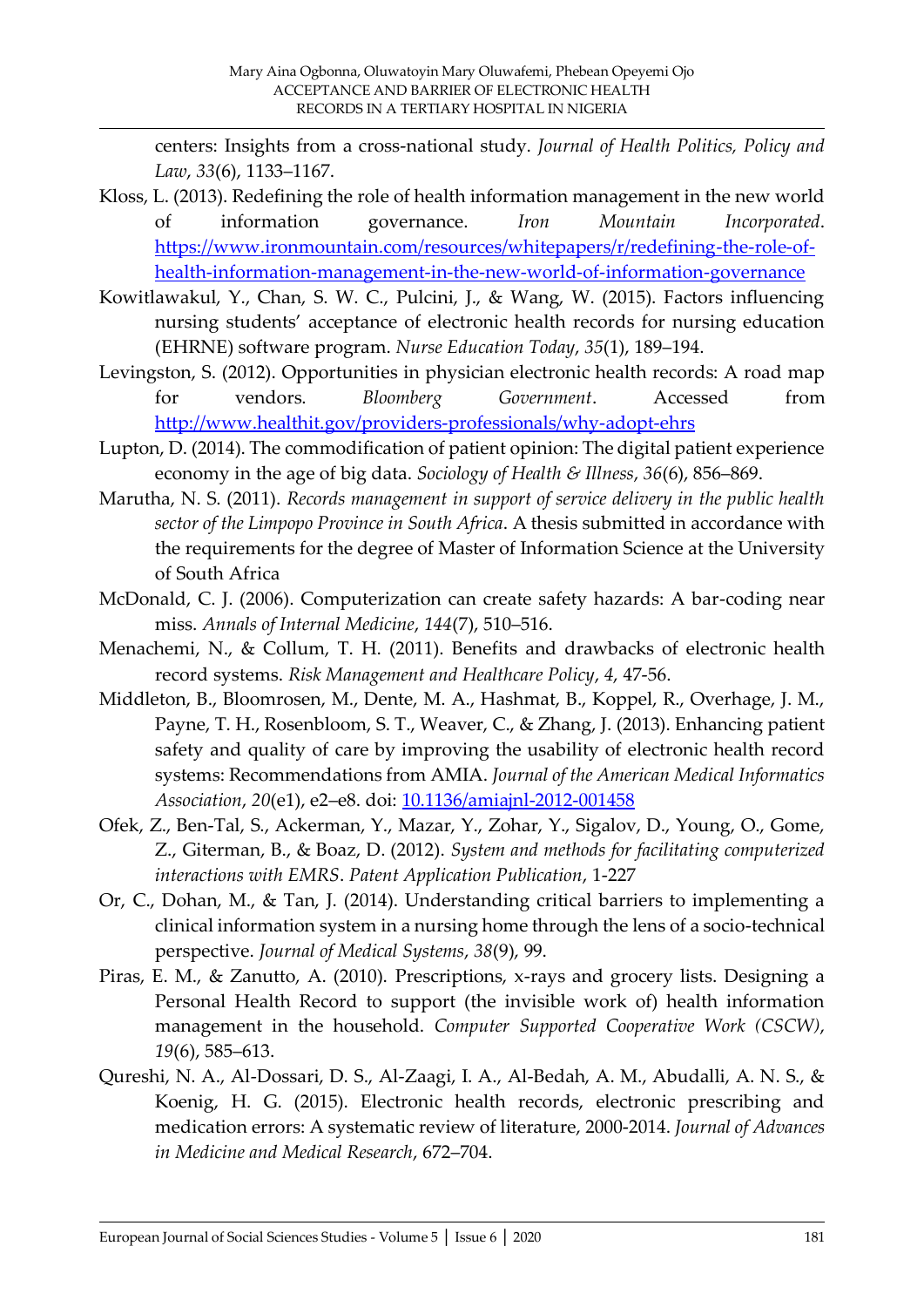centers: Insights from a cross-national study. *Journal of Health Politics, Policy and Law*, *33*(6), 1133–1167.

Kloss, L. (2013). Redefining the role of health information management in the new world of information governance. *Iron Mountain Incorporated*. https://www.ironmountain.com/resources/whitepapers/r/redefining-the-role-of-health-information-management-in-the-new-world-of-information-governance

Kowitlawakul, Y., Chan, S. W. C., Pulcini, J., & Wang, W. (2015). Factors influencing nursing students' acceptance of electronic health records for nursing education (EHRNE) software program. *Nurse Education Today*, *35*(1), 189–194.

Levingston, S. (2012). Opportunities in physician electronic health records: A road map for vendors. *Bloomberg Government*. Accessed from http://www.healthit.gov/providers-professionals/why-adopt-ehrs

Lupton, D. (2014). The commodification of patient opinion: The digital patient experience economy in the age of big data. *Sociology of Health & Illness*, *36*(6), 856–869.

Marutha, N. S. (2011). *Records management in support of service delivery in the public health sector of the Limpopo Province in South Africa*. A thesis submitted in accordance with the requirements for the degree of Master of Information Science at the University of South Africa

McDonald, C. J. (2006). Computerization can create safety hazards: A bar-coding near miss. *Annals of Internal Medicine*, *144*(7), 510–516.

Menachemi, N., & Collum, T. H. (2011). Benefits and drawbacks of electronic health record systems. *Risk Management and Healthcare Policy*, *4*, 47-56.

Middleton, B., Bloomrosen, M., Dente, M. A., Hashmat, B., Koppel, R., Overhage, J. M., Payne, T. H., Rosenbloom, S. T., Weaver, C., & Zhang, J. (2013). Enhancing patient safety and quality of care by improving the usability of electronic health record systems: Recommendations from AMIA. *Journal of the American Medical Informatics Association*, *20*(e1), e2–e8. doi: 10.1136/amiajnl-2012-001458

Ofek, Z., Ben-Tal, S., Ackerman, Y., Mazar, Y., Zohar, Y., Sigalov, D., Young, O., Gome, Z., Giterman, B., & Boaz, D. (2012). *System and methods for facilitating computerized interactions with EMRS*. *Patent Application Publication*, 1-227

Or, C., Dohan, M., & Tan, J. (2014). Understanding critical barriers to implementing a clinical information system in a nursing home through the lens of a socio-technical perspective. *Journal of Medical Systems*, *38*(9), 99.

Piras, E. M., & Zanutto, A. (2010). Prescriptions, x-rays and grocery lists. Designing a Personal Health Record to support (the invisible work of) health information management in the household. *Computer Supported Cooperative Work (CSCW)*, *19*(6), 585–613.

Qureshi, N. A., Al-Dossari, D. S., Al-Zaagi, I. A., Al-Bedah, A. M., Abudalli, A. N. S., & Koenig, H. G. (2015). Electronic health records, electronic prescribing and medication errors: A systematic review of literature, 2000-2014. *Journal of Advances in Medicine and Medical Research*, 672–704.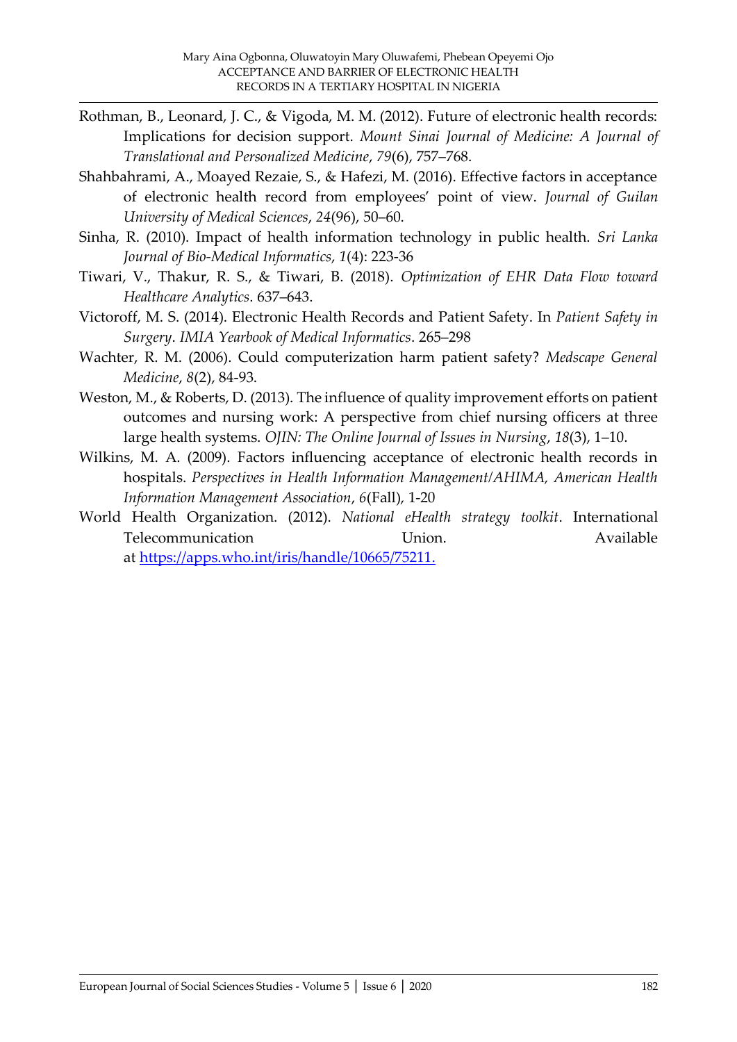Rothman, B., Leonard, J. C., & Vigoda, M. M. (2012). Future of electronic health records: Implications for decision support. *Mount Sinai Journal of Medicine: A Journal of Translational and Personalized Medicine*, *79*(6), 757–768.

Shahbahrami, A., Moayed Rezaie, S., & Hafezi, M. (2016). Effective factors in acceptance of electronic health record from employees' point of view. *Journal of Guilan University of Medical Sciences*, *24*(96), 50–60.

Sinha, R. (2010). Impact of health information technology in public health. *Sri Lanka Journal of Bio-Medical Informatics*, *1*(4): 223-36

Tiwari, V., Thakur, R. S., & Tiwari, B. (2018). *Optimization of EHR Data Flow toward Healthcare Analytics*. 637–643.

Victoroff, M. S. (2014). Electronic Health Records and Patient Safety. In *Patient Safety in Surgery*. *IMIA Yearbook of Medical Informatics*. 265–298

Wachter, R. M. (2006). Could computerization harm patient safety? *Medscape General Medicine*, *8*(2), 84-93.

Weston, M., & Roberts, D. (2013). The influence of quality improvement efforts on patient outcomes and nursing work: A perspective from chief nursing officers at three large health systems. *OJIN: The Online Journal of Issues in Nursing*, *18*(3), 1–10.

Wilkins, M. A. (2009). Factors influencing acceptance of electronic health records in hospitals. *Perspectives in Health Information Management/AHIMA, American Health Information Management Association*, *6*(Fall), 1-20

World Health Organization. (2012). *National eHealth strategy toolkit*. International Telecommunication Union. Available at https://apps.who.int/iris/handle/10665/75211.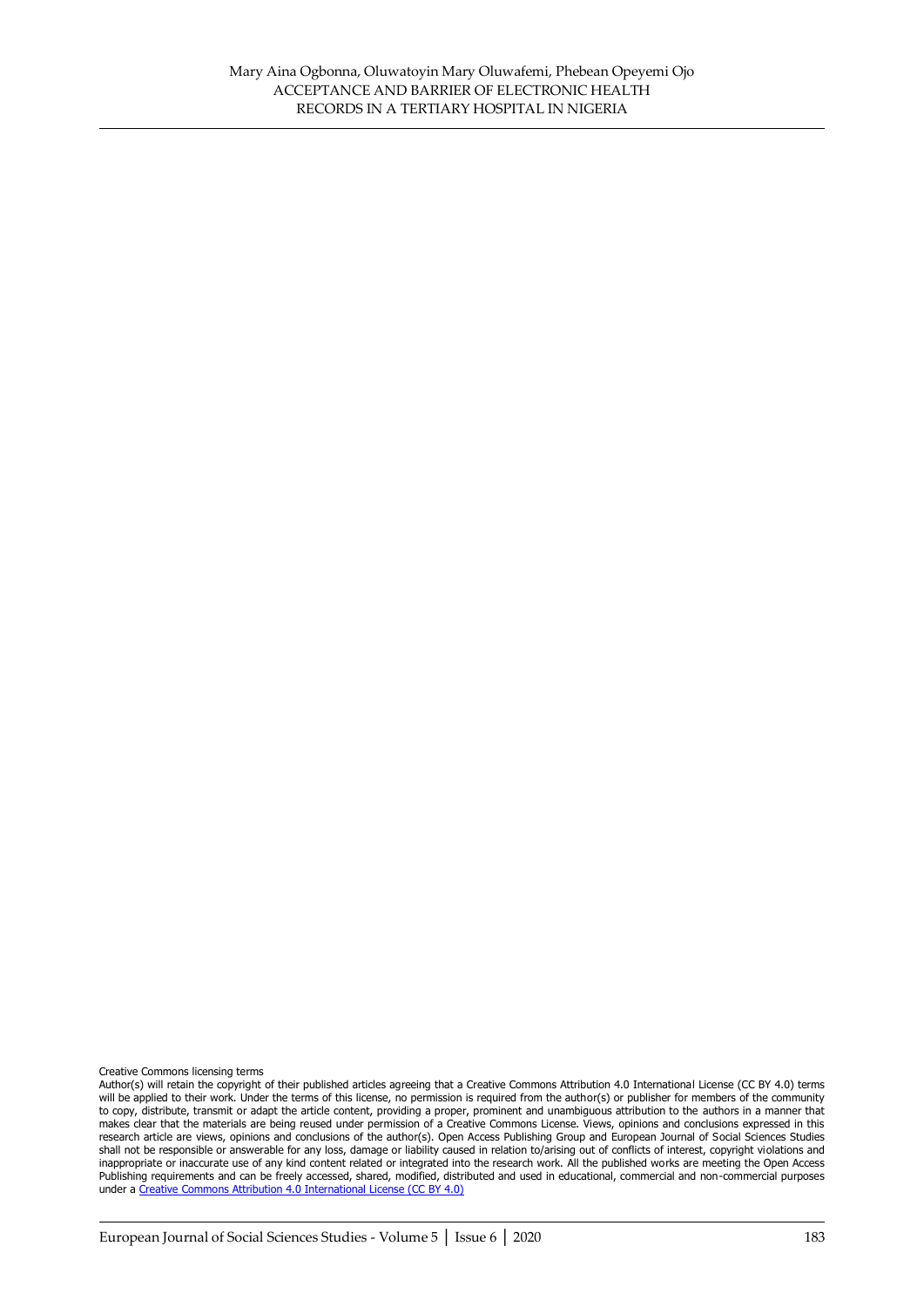Creative Commons licensing terms

Author(s) will retain the copyright of their published articles agreeing that a Creative Commons Attribution 4.0 International License (CC BY 4.0) terms will be applied to their work. Under the terms of this license, no permission is required from the author(s) or publisher for members of the community to copy, distribute, transmit or adapt the article content, providing a proper, prominent and unambiguous attribution to the authors in a manner that makes clear that the materials are being reused under permission of a Creative Commons License. Views, opinions and conclusions expressed in this research article are views, opinions and conclusions of the author(s). Open Access Publishing Group and European Journal of Social Sciences Studies shall not be responsible or answerable for any loss, damage or liability caused in relation to/arising out of conflicts of interest, copyright violations and inappropriate or inaccurate use of any kind content related or integrated into the research work. All the published works are meeting the Open Access Publishing requirements and can be freely accessed, shared, modified, distributed and used in educational, commercial and non-commercial purposes under a [Creative Commons Attribution 4.0 International License (CC BY 4.0)](https://creativecommons.org/licenses/by/4.0/)